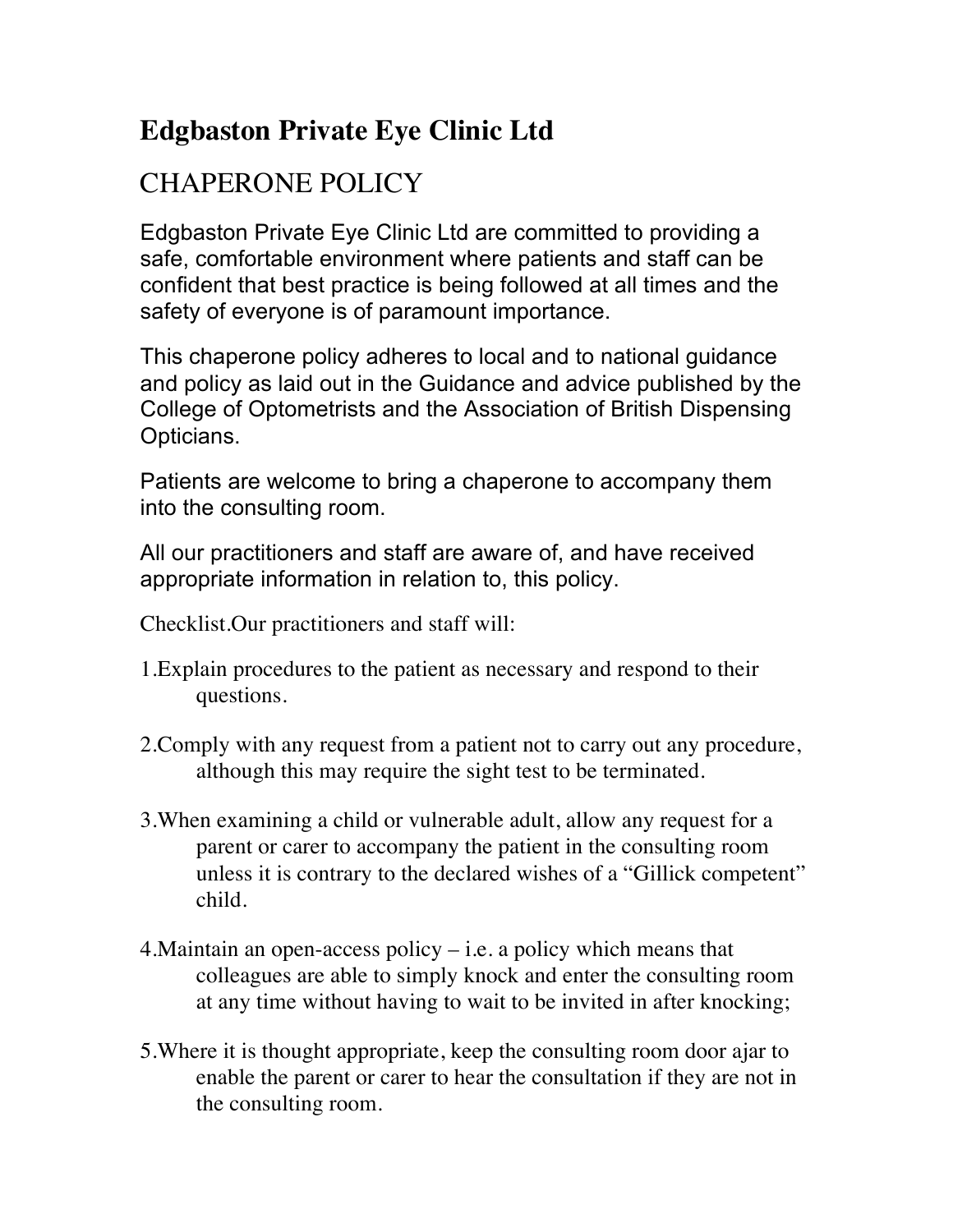# Edgbaston Private Eye Clinic Ltd

## CHAPERONE POLICY

Edgbaston Private Eye Clinic Ltd are committed to providing a safe, comfortable environment where patients and staff can be confident that best practice is being followed at all times and the safety of everyone is of paramount importance.

This chaperone policy adheres to local and to national guidance and policy as laid out in the Guidance and advice published by the College of Optometrists and the Association of British Dispensing Opticians.

Patients are welcome to bring a chaperone to accompany them into the consulting room.

All our practitioners and staff are aware of, and have received appropriate information in relation to, this policy.

Checklist.Our practitioners and staff will:

1. Explain procedures to the patient as necessary and respond to their questions.

2. Comply with any request from a patient not to carry out any procedure, although this may require the sight test to be terminated.

3. When examining a child or vulnerable adult, allow any request for a parent or carer to accompany the patient in the consulting room unless it is contrary to the declared wishes of a "Gillick competent" child.

4. Maintain an open-access policy – i.e. a policy which means that colleagues are able to simply knock and enter the consulting room at any time without having to wait to be invited in after knocking;

5. Where it is thought appropriate, keep the consulting room door ajar to enable the parent or carer to hear the consultation if they are not in the consulting room.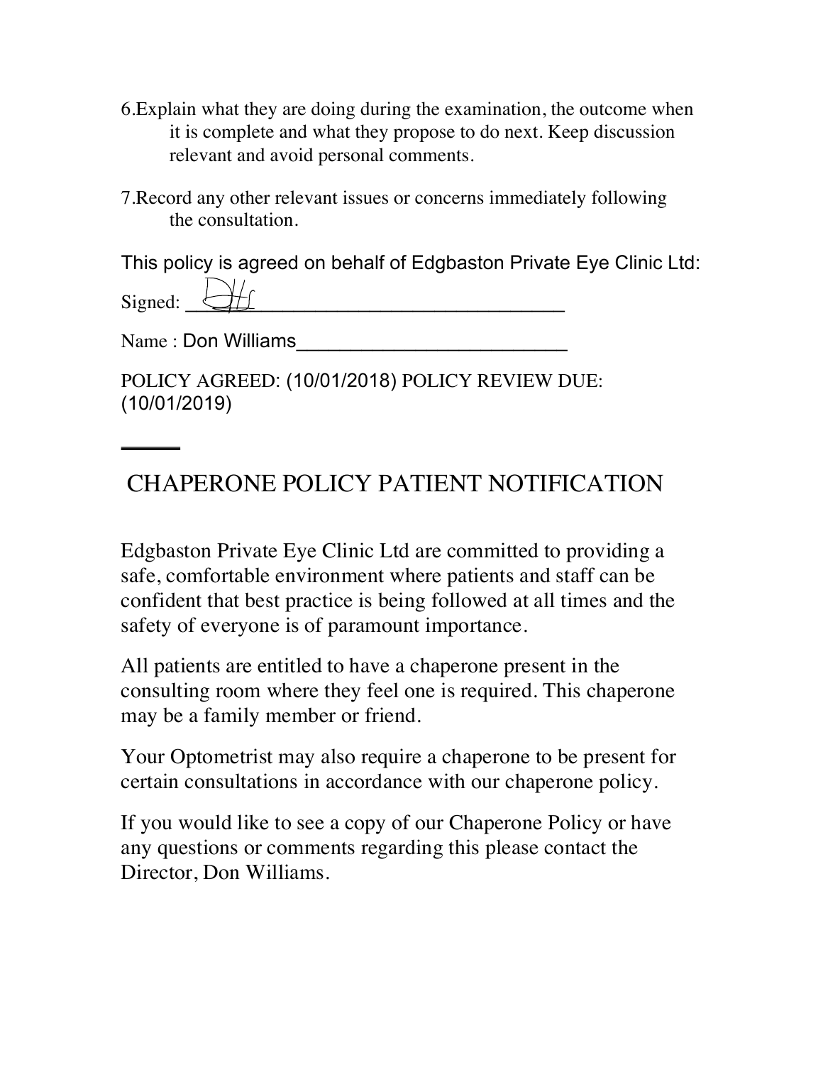6. Explain what they are doing during the examination, the outcome when it is complete and what they propose to do next. Keep discussion relevant and avoid personal comments.

7. Record any other relevant issues or concerns immediately following the consultation.

This policy is agreed on behalf of Edgbaston Private Eye Clinic Ltd:

Signed: ________________________________

Name : Don Williams________________________

POLICY AGREED: (10/01/2018) POLICY REVIEW DUE: (10/01/2019)

---

# CHAPERONE POLICY PATIENT NOTIFICATION

Edgbaston Private Eye Clinic Ltd are committed to providing a safe, comfortable environment where patients and staff can be confident that best practice is being followed at all times and the safety of everyone is of paramount importance.

All patients are entitled to have a chaperone present in the consulting room where they feel one is required. This chaperone may be a family member or friend.

Your Optometrist may also require a chaperone to be present for certain consultations in accordance with our chaperone policy.

If you would like to see a copy of our Chaperone Policy or have any questions or comments regarding this please contact the Director, Don Williams.